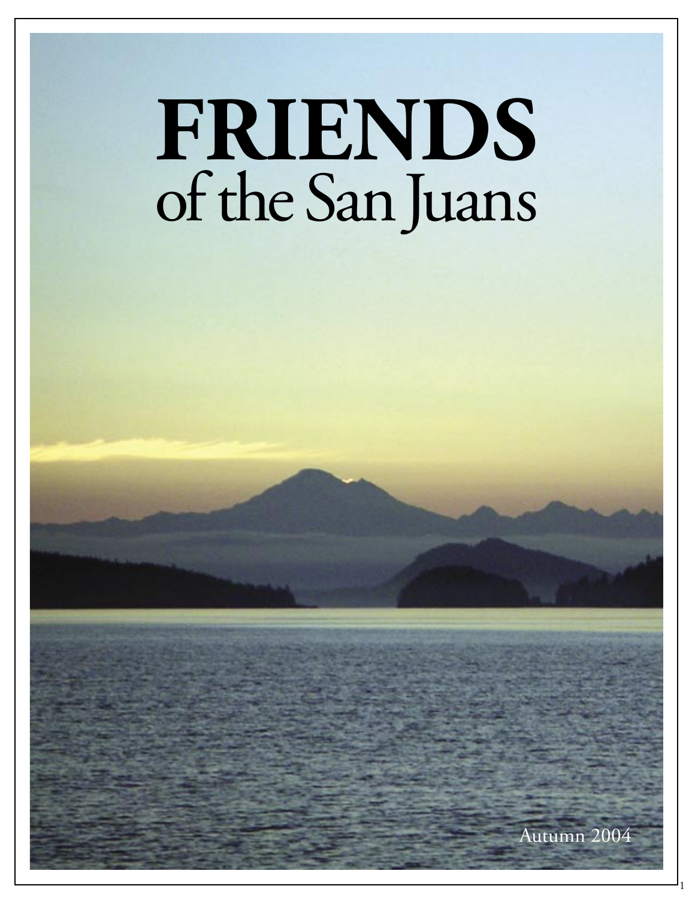# FRIENDS
## of the San Juans

Autumn 2004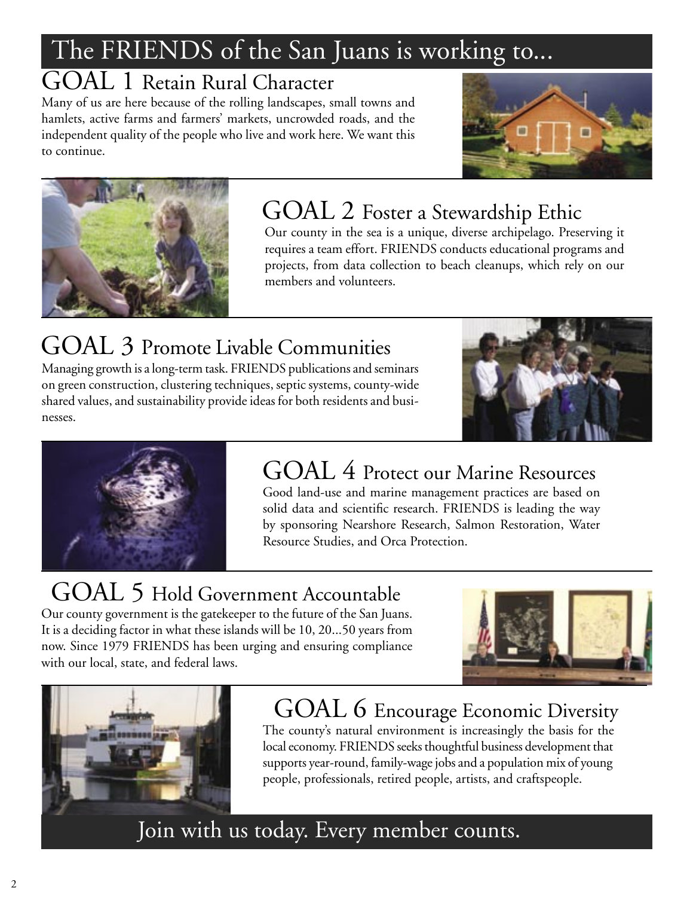# The FRIENDS of the San Juans is working to...

## GOAL 1 Retain Rural Character

Many of us are here because of the rolling landscapes, small towns and hamlets, active farms and farmers' markets, uncrowded roads, and the independent quality of the people who live and work here. We want this to continue.

## GOAL 2 Foster a Stewardship Ethic

Our county in the sea is a unique, diverse archipelago. Preserving it requires a team effort. FRIENDS conducts educational programs and projects, from data collection to beach cleanups, which rely on our members and volunteers.

## GOAL 3 Promote Livable Communities

Managing growth is a long-term task. FRIENDS publications and seminars on green construction, clustering techniques, septic systems, county-wide shared values, and sustainability provide ideas for both residents and businesses.

## GOAL 4 Protect our Marine Resources

Good land-use and marine management practices are based on solid data and scientific research. FRIENDS is leading the way by sponsoring Nearshore Research, Salmon Restoration, Water Resource Studies, and Orca Protection.

## GOAL 5 Hold Government Accountable

Our county government is the gatekeeper to the future of the San Juans. It is a deciding factor in what these islands will be 10, 20...50 years from now. Since 1979 FRIENDS has been urging and ensuring compliance with our local, state, and federal laws.

## GOAL 6 Encourage Economic Diversity

The county's natural environment is increasingly the basis for the local economy. FRIENDS seeks thoughtful business development that supports year-round, family-wage jobs and a population mix of young people, professionals, retired people, artists, and craftspeople.

**Join with us today. Every member counts.**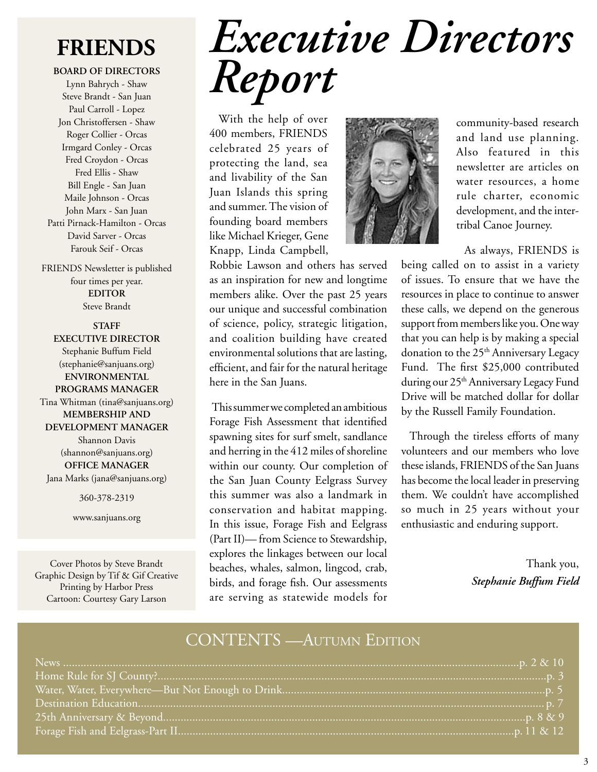# Executive Directors Report

With the help of over 400 members, FRIENDS celebrated 25 years of protecting the land, sea and livability of the San Juan Islands this spring and summer. The vision of founding board members like Michael Krieger, Gene Knapp, Linda Campbell, Robbie Lawson and others has served as an inspiration for new and longtime members alike. Over the past 25 years our unique and successful combination of science, policy, strategic litigation, and coalition building have created environmental solutions that are lasting, efficient, and fair for the natural heritage here in the San Juans.

This summer we completed an ambitious Forage Fish Assessment that identified spawning sites for surf smelt, sandlance and herring in the 412 miles of shoreline within our county. Our completion of the San Juan County Eelgrass Survey this summer was also a landmark in conservation and habitat mapping. In this issue, Forage Fish and Eelgrass (Part II)— from Science to Stewardship, explores the linkages between our local beaches, whales, salmon, lingcod, crab, birds, and forage fish. Our assessments are serving as statewide models for community-based research and land use planning. Also featured in this newsletter are articles on water resources, a home rule charter, economic development, and the inter-tribal Canoe Journey.

As always, FRIENDS is being called on to assist in a variety of issues. To ensure that we have the resources in place to continue to answer these calls, we depend on the generous support from members like you. One way that you can help is by making a special donation to the 25th Anniversary Legacy Fund. The first $25,000 contributed during our 25th Anniversary Legacy Fund Drive will be matched dollar for dollar by the Russell Family Foundation.

Through the tireless efforts of many volunteers and our members who love these islands, FRIENDS of the San Juans has become the local leader in preserving them. We couldn't have accomplished so much in 25 years without your enthusiastic and enduring support.

Thank you,
***Stephanie Buffum Field***

## FRIENDS

**BOARD OF DIRECTORS**
Lynn Bahrych - Shaw
Steve Brandt - San Juan
Paul Carroll - Lopez
Jon Christoffersen - Shaw
Roger Collier - Orcas
Irmgard Conley - Orcas
Fred Croydon - Orcas
Fred Ellis - Shaw
Bill Engle - San Juan
Maile Johnson - Orcas
John Marx - San Juan
Patti Pirnack-Hamilton - Orcas
David Sarver - Orcas
Farouk Seif - Orcas

FRIENDS Newsletter is published four times per year.

**EDITOR**
Steve Brandt

**STAFF**

**EXECUTIVE DIRECTOR**
Stephanie Buffum Field (stephanie@sanjuans.org)

**ENVIRONMENTAL PROGRAMS MANAGER**
Tina Whitman (tina@sanjuans.org)

**MEMBERSHIP AND DEVELOPMENT MANAGER**
Shannon Davis (shannon@sanjuans.org)

**OFFICE MANAGER**
Jana Marks (jana@sanjuans.org)

360-378-2319

www.sanjuans.org

Cover Photos by Steve Brandt
Graphic Design by Tif & Gif Creative
Printing by Harbor Press
Cartoon: Courtesy Gary Larson

## CONTENTS —Autumn Edition

News ........ p. 2 & 10
Home Rule for SJ County? ........ p. 3
Water, Water, Everywhere—But Not Enough to Drink ........ p. 5
Destination Education ........ p. 7
25th Anniversary & Beyond ........ p. 8 & 9
Forage Fish and Eelgrass-Part II ........ p. 11 & 12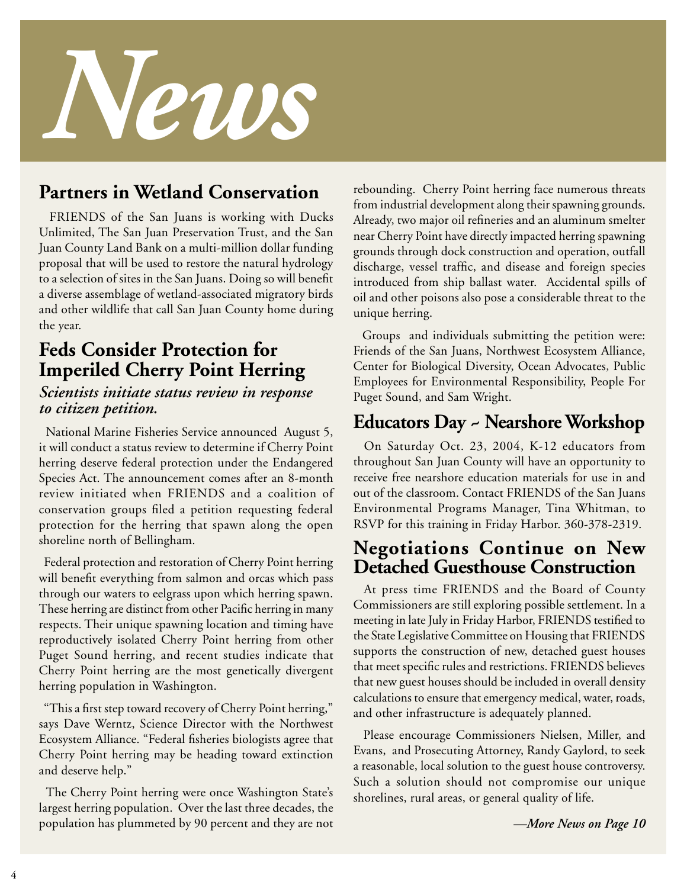# *News*

## Partners in Wetland Conservation

FRIENDS of the San Juans is working with Ducks Unlimited, The San Juan Preservation Trust, and the San Juan County Land Bank on a multi-million dollar funding proposal that will be used to restore the natural hydrology to a selection of sites in the San Juans. Doing so will benefit a diverse assemblage of wetland-associated migratory birds and other wildlife that call San Juan County home during the year.

## Feds Consider Protection for Imperiled Cherry Point Herring

### *Scientists initiate status review in response to citizen petition.*

National Marine Fisheries Service announced August 5, it will conduct a status review to determine if Cherry Point herring deserve federal protection under the Endangered Species Act. The announcement comes after an 8-month review initiated when FRIENDS and a coalition of conservation groups filed a petition requesting federal protection for the herring that spawn along the open shoreline north of Bellingham.

Federal protection and restoration of Cherry Point herring will benefit everything from salmon and orcas which pass through our waters to eelgrass upon which herring spawn. These herring are distinct from other Pacific herring in many respects. Their unique spawning location and timing have reproductively isolated Cherry Point herring from other Puget Sound herring, and recent studies indicate that Cherry Point herring are the most genetically divergent herring population in Washington.

"This a first step toward recovery of Cherry Point herring," says Dave Werntz, Science Director with the Northwest Ecosystem Alliance. "Federal fisheries biologists agree that Cherry Point herring may be heading toward extinction and deserve help."

The Cherry Point herring were once Washington State's largest herring population. Over the last three decades, the population has plummeted by 90 percent and they are not rebounding. Cherry Point herring face numerous threats from industrial development along their spawning grounds. Already, two major oil refineries and an aluminum smelter near Cherry Point have directly impacted herring spawning grounds through dock construction and operation, outfall discharge, vessel traffic, and disease and foreign species introduced from ship ballast water. Accidental spills of oil and other poisons also pose a considerable threat to the unique herring.

Groups and individuals submitting the petition were: Friends of the San Juans, Northwest Ecosystem Alliance, Center for Biological Diversity, Ocean Advocates, Public Employees for Environmental Responsibility, People For Puget Sound, and Sam Wright.

## Educators Day ~ Nearshore Workshop

On Saturday Oct. 23, 2004, K-12 educators from throughout San Juan County will have an opportunity to receive free nearshore education materials for use in and out of the classroom. Contact FRIENDS of the San Juans Environmental Programs Manager, Tina Whitman, to RSVP for this training in Friday Harbor. 360-378-2319.

## Negotiations Continue on New Detached Guesthouse Construction

At press time FRIENDS and the Board of County Commissioners are still exploring possible settlement. In a meeting in late July in Friday Harbor, FRIENDS testified to the State Legislative Committee on Housing that FRIENDS supports the construction of new, detached guest houses that meet specific rules and restrictions. FRIENDS believes that new guest houses should be included in overall density calculations to ensure that emergency medical, water, roads, and other infrastructure is adequately planned.

Please encourage Commissioners Nielsen, Miller, and Evans, and Prosecuting Attorney, Randy Gaylord, to seek a reasonable, local solution to the guest house controversy. Such a solution should not compromise our unique shorelines, rural areas, or general quality of life.

***—More News on Page 10***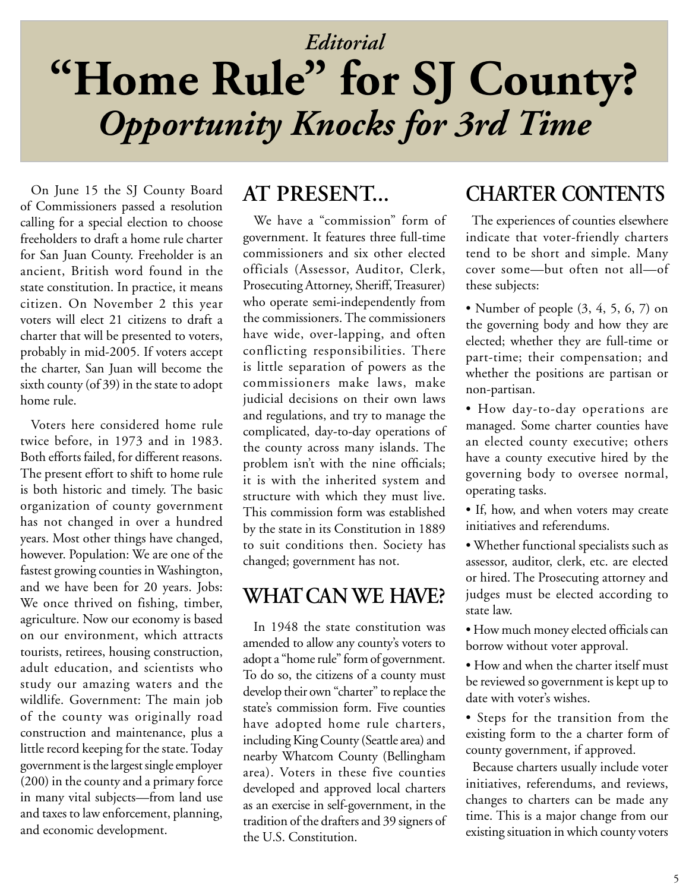*Editorial*

# "Home Rule" for SJ County?

## *Opportunity Knocks for 3rd Time*

On June 15 the SJ County Board of Commissioners passed a resolution calling for a special election to choose freeholders to draft a home rule charter for San Juan County. Freeholder is an ancient, British word found in the state constitution. In practice, it means citizen. On November 2 this year voters will elect 21 citizens to draft a charter that will be presented to voters, probably in mid-2005. If voters accept the charter, San Juan will become the sixth county (of 39) in the state to adopt home rule.

Voters here considered home rule twice before, in 1973 and in 1983. Both efforts failed, for different reasons. The present effort to shift to home rule is both historic and timely. The basic organization of county government has not changed in over a hundred years. Most other things have changed, however. Population: We are one of the fastest growing counties in Washington, and we have been for 20 years. Jobs: We once thrived on fishing, timber, agriculture. Now our economy is based on our environment, which attracts tourists, retirees, housing construction, adult education, and scientists who study our amazing waters and the wildlife. Government: The main job of the county was originally road construction and maintenance, plus a little record keeping for the state. Today government is the largest single employer (200) in the county and a primary force in many vital subjects—from land use and taxes to law enforcement, planning, and economic development.

## AT PRESENT...

We have a "commission" form of government. It features three full-time commissioners and six other elected officials (Assessor, Auditor, Clerk, Prosecuting Attorney, Sheriff, Treasurer) who operate semi-independently from the commissioners. The commissioners have wide, over-lapping, and often conflicting responsibilities. There is little separation of powers as the commissioners make laws, make judicial decisions on their own laws and regulations, and try to manage the complicated, day-to-day operations of the county across many islands. The problem isn't with the nine officials; it is with the inherited system and structure with which they must live. This commission form was established by the state in its Constitution in 1889 to suit conditions then. Society has changed; government has not.

## WHAT CAN WE HAVE?

In 1948 the state constitution was amended to allow any county's voters to adopt a "home rule" form of government. To do so, the citizens of a county must develop their own "charter" to replace the state's commission form. Five counties have adopted home rule charters, including King County (Seattle area) and nearby Whatcom County (Bellingham area). Voters in these five counties developed and approved local charters as an exercise in self-government, in the tradition of the drafters and 39 signers of the U.S. Constitution.

## CHARTER CONTENTS

The experiences of counties elsewhere indicate that voter-friendly charters tend to be short and simple. Many cover some—but often not all—of these subjects:

- Number of people (3, 4, 5, 6, 7) on the governing body and how they are elected; whether they are full-time or part-time; their compensation; and whether the positions are partisan or non-partisan.
- How day-to-day operations are managed. Some charter counties have an elected county executive; others have a county executive hired by the governing body to oversee normal, operating tasks.
- If, how, and when voters may create initiatives and referendums.
- Whether functional specialists such as assessor, auditor, clerk, etc. are elected or hired. The Prosecuting attorney and judges must be elected according to state law.
- How much money elected officials can borrow without voter approval.
- How and when the charter itself must be reviewed so government is kept up to date with voter's wishes.
- Steps for the transition from the existing form to the a charter form of county government, if approved.

Because charters usually include voter initiatives, referendums, and reviews, changes to charters can be made any time. This is a major change from our existing situation in which county voters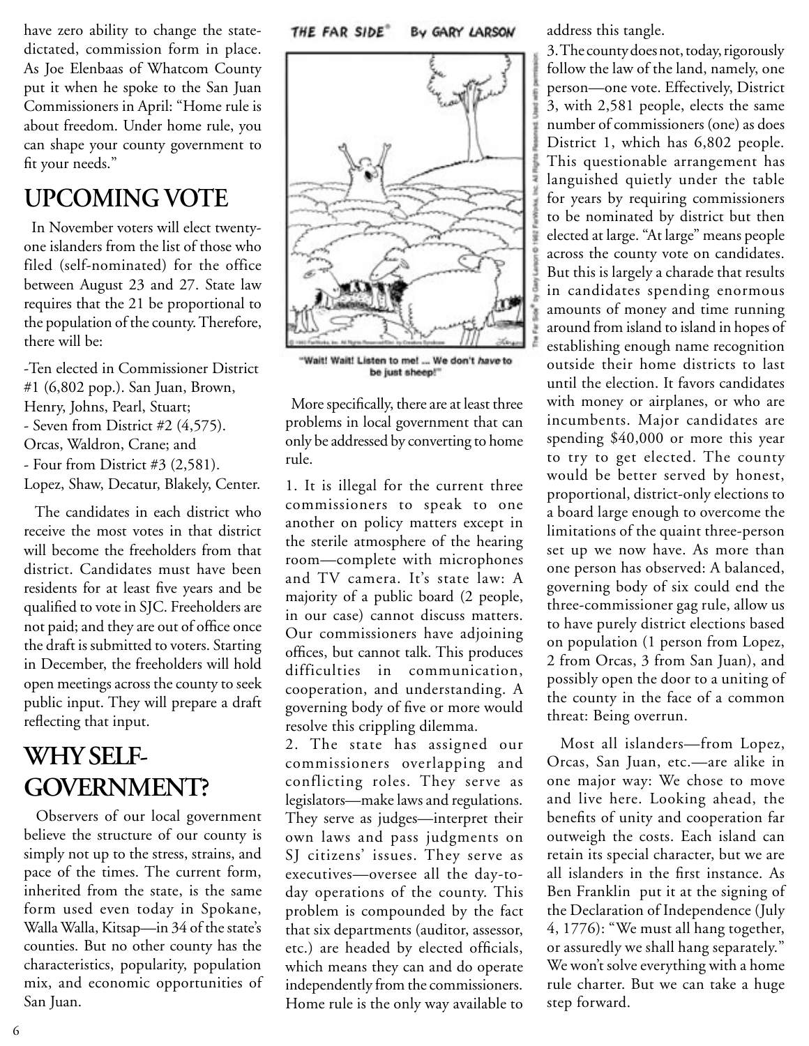have zero ability to change the state-dictated, commission form in place. As Joe Elenbaas of Whatcom County put it when he spoke to the San Juan Commissioners in April: "Home rule is about freedom. Under home rule, you can shape your county government to fit your needs."

## UPCOMING VOTE

In November voters will elect twenty-one islanders from the list of those who filed (self-nominated) for the office between August 23 and 27. State law requires that the 21 be proportional to the population of the county. Therefore, there will be:

-Ten elected in Commissioner District #1 (6,802 pop.). San Juan, Brown, Henry, Johns, Pearl, Stuart;
- Seven from District #2 (4,575). Orcas, Waldron, Crane; and
- Four from District #3 (2,581). Lopez, Shaw, Decatur, Blakely, Center.

The candidates in each district who receive the most votes in that district will become the freeholders from that district. Candidates must have been residents for at least five years and be qualified to vote in SJC. Freeholders are not paid; and they are out of office once the draft is submitted to voters. Starting in December, the freeholders will hold open meetings across the county to seek public input. They will prepare a draft reflecting that input.

## WHY SELF-GOVERNMENT?

Observers of our local government believe the structure of our county is simply not up to the stress, strains, and pace of the times. The current form, inherited from the state, is the same form used even today in Spokane, Walla Walla, Kitsap—in 34 of the state's counties. But no other county has the characteristics, popularity, population mix, and economic opportunities of San Juan.

THE FAR SIDE® By GARY LARSON

"Wait! Wait! Listen to me! ... We don't *have* to be just sheep!"

More specifically, there are at least three problems in local government that can only be addressed by converting to home rule.

1. It is illegal for the current three commissioners to speak to one another on policy matters except in the sterile atmosphere of the hearing room—complete with microphones and TV camera. It's state law: A majority of a public board (2 people, in our case) cannot discuss matters. Our commissioners have adjoining offices, but cannot talk. This produces difficulties in communication, cooperation, and understanding. A governing body of five or more would resolve this crippling dilemma.

2. The state has assigned our commissioners overlapping and conflicting roles. They serve as legislators—make laws and regulations. They serve as judges—interpret their own laws and pass judgments on SJ citizens' issues. They serve as executives—oversee all the day-to-day operations of the county. This problem is compounded by the fact that six departments (auditor, assessor, etc.) are headed by elected officials, which means they can and do operate independently from the commissioners. Home rule is the only way available to address this tangle.

3. The county does not, today, rigorously follow the law of the land, namely, one person—one vote. Effectively, District 3, with 2,581 people, elects the same number of commissioners (one) as does District 1, which has 6,802 people. This questionable arrangement has languished quietly under the table for years by requiring commissioners to be nominated by district but then elected at large. "At large" means people across the county vote on candidates. But this is largely a charade that results in candidates spending enormous amounts of money and time running around from island to island in hopes of establishing enough name recognition outside their home districts to last until the election. It favors candidates with money or airplanes, or who are incumbents. Major candidates are spending $40,000 or more this year to try to get elected. The county would be better served by honest, proportional, district-only elections to a board large enough to overcome the limitations of the quaint three-person set up we now have. As more than one person has observed: A balanced, governing body of six could end the three-commissioner gag rule, allow us to have purely district elections based on population (1 person from Lopez, 2 from Orcas, 3 from San Juan), and possibly open the door to a uniting of the county in the face of a common threat: Being overrun.

Most all islanders—from Lopez, Orcas, San Juan, etc.—are alike in one major way: We chose to move and live here. Looking ahead, the benefits of unity and cooperation far outweigh the costs. Each island can retain its special character, but we are all islanders in the first instance. As Ben Franklin put it at the signing of the Declaration of Independence (July 4, 1776): "We must all hang together, or assuredly we shall hang separately." We won't solve everything with a home rule charter. But we can take a huge step forward.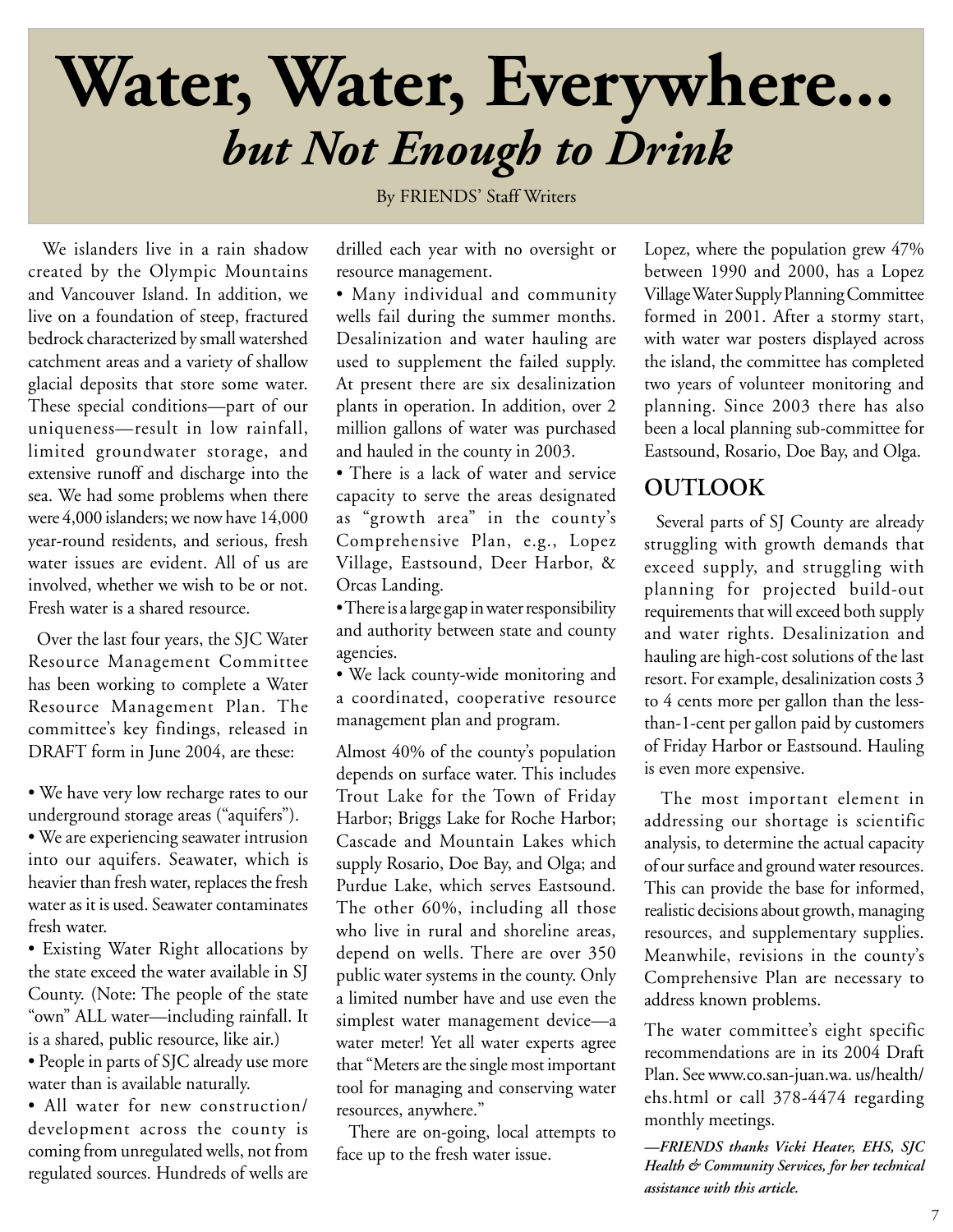# Water, Water, Everywhere...

## *but Not Enough to Drink*

By FRIENDS' Staff Writers

We islanders live in a rain shadow created by the Olympic Mountains and Vancouver Island. In addition, we live on a foundation of steep, fractured bedrock characterized by small watershed catchment areas and a variety of shallow glacial deposits that store some water. These special conditions—part of our uniqueness—result in low rainfall, limited groundwater storage, and extensive runoff and discharge into the sea. We had some problems when there were 4,000 islanders; we now have 14,000 year-round residents, and serious, fresh water issues are evident. All of us are involved, whether we wish to be or not. Fresh water is a shared resource.

Over the last four years, the SJC Water Resource Management Committee has been working to complete a Water Resource Management Plan. The committee's key findings, released in DRAFT form in June 2004, are these:

- We have very low recharge rates to our underground storage areas ("aquifers").
- We are experiencing seawater intrusion into our aquifers. Seawater, which is heavier than fresh water, replaces the fresh water as it is used. Seawater contaminates fresh water.
- Existing Water Right allocations by the state exceed the water available in SJ County. (Note: The people of the state "own" ALL water—including rainfall. It is a shared, public resource, like air.)
- People in parts of SJC already use more water than is available naturally.
- All water for new construction/ development across the county is coming from unregulated wells, not from regulated sources. Hundreds of wells are drilled each year with no oversight or resource management.
- Many individual and community wells fail during the summer months. Desalinization and water hauling are used to supplement the failed supply. At present there are six desalinization plants in operation. In addition, over 2 million gallons of water was purchased and hauled in the county in 2003.
- There is a lack of water and service capacity to serve the areas designated as "growth area" in the county's Comprehensive Plan, e.g., Lopez Village, Eastsound, Deer Harbor, & Orcas Landing.
- There is a large gap in water responsibility and authority between state and county agencies.
- We lack county-wide monitoring and a coordinated, cooperative resource management plan and program.

Almost 40% of the county's population depends on surface water. This includes Trout Lake for the Town of Friday Harbor; Briggs Lake for Roche Harbor; Cascade and Mountain Lakes which supply Rosario, Doe Bay, and Olga; and Purdue Lake, which serves Eastsound. The other 60%, including all those who live in rural and shoreline areas, depend on wells. There are over 350 public water systems in the county. Only a limited number have and use even the simplest water management device—a water meter! Yet all water experts agree that "Meters are the single most important tool for managing and conserving water resources, anywhere."

There are on-going, local attempts to face up to the fresh water issue. Lopez, where the population grew 47% between 1990 and 2000, has a Lopez Village Water Supply Planning Committee formed in 2001. After a stormy start, with water war posters displayed across the island, the committee has completed two years of volunteer monitoring and planning. Since 2003 there has also been a local planning sub-committee for Eastsound, Rosario, Doe Bay, and Olga.

## OUTLOOK

Several parts of SJ County are already struggling with growth demands that exceed supply, and struggling with planning for projected build-out requirements that will exceed both supply and water rights. Desalinization and hauling are high-cost solutions of the last resort. For example, desalinization costs 3 to 4 cents more per gallon than the less-than-1-cent per gallon paid by customers of Friday Harbor or Eastsound. Hauling is even more expensive.

The most important element in addressing our shortage is scientific analysis, to determine the actual capacity of our surface and ground water resources. This can provide the base for informed, realistic decisions about growth, managing resources, and supplementary supplies. Meanwhile, revisions in the county's Comprehensive Plan are necessary to address known problems.

The water committee's eight specific recommendations are in its 2004 Draft Plan. See www.co.san-juan.wa. us/health/ ehs.html or call 378-4474 regarding monthly meetings.

***—FRIENDS thanks Vicki Heater, EHS, SJC Health & Community Services, for her technical assistance with this article.***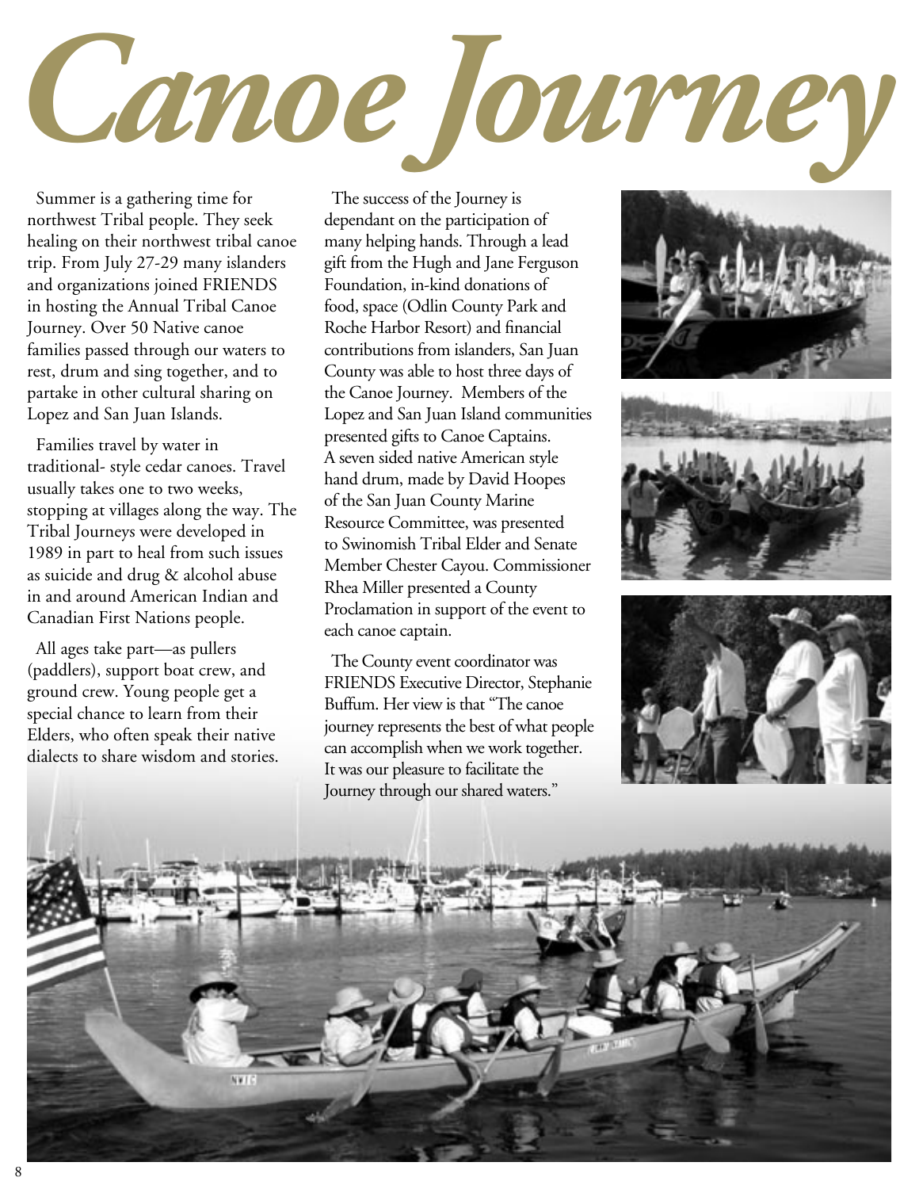# Canoe Journey

Summer is a gathering time for northwest Tribal people. They seek healing on their northwest tribal canoe trip. From July 27-29 many islanders and organizations joined FRIENDS in hosting the Annual Tribal Canoe Journey. Over 50 Native canoe families passed through our waters to rest, drum and sing together, and to partake in other cultural sharing on Lopez and San Juan Islands.

Families travel by water in traditional- style cedar canoes. Travel usually takes one to two weeks, stopping at villages along the way. The Tribal Journeys were developed in 1989 in part to heal from such issues as suicide and drug & alcohol abuse in and around American Indian and Canadian First Nations people.

All ages take part—as pullers (paddlers), support boat crew, and ground crew. Young people get a special chance to learn from their Elders, who often speak their native dialects to share wisdom and stories.

The success of the Journey is dependant on the participation of many helping hands. Through a lead gift from the Hugh and Jane Ferguson Foundation, in-kind donations of food, space (Odlin County Park and Roche Harbor Resort) and financial contributions from islanders, San Juan County was able to host three days of the Canoe Journey. Members of the Lopez and San Juan Island communities presented gifts to Canoe Captains. A seven sided native American style hand drum, made by David Hoopes of the San Juan County Marine Resource Committee, was presented to Swinomish Tribal Elder and Senate Member Chester Cayou. Commissioner Rhea Miller presented a County Proclamation in support of the event to each canoe captain.

The County event coordinator was FRIENDS Executive Director, Stephanie Buffum. Her view is that "The canoe journey represents the best of what people can accomplish when we work together. It was our pleasure to facilitate the Journey through our shared waters."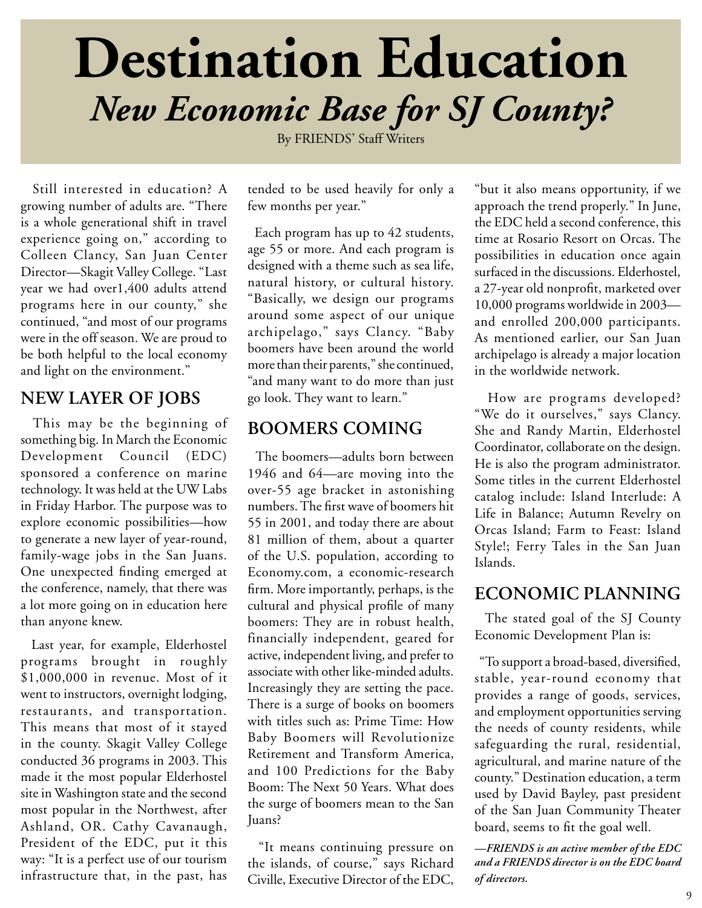# Destination Education

## *New Economic Base for SJ County?*

By FRIENDS' Staff Writers

Still interested in education? A growing number of adults are. "There is a whole generational shift in travel experience going on," according to Colleen Clancy, San Juan Center Director—Skagit Valley College. "Last year we had over1,400 adults attend programs here in our county," she continued, "and most of our programs were in the off season. We are proud to be both helpful to the local economy and light on the environment."

### NEW LAYER OF JOBS

This may be the beginning of something big. In March the Economic Development Council (EDC) sponsored a conference on marine technology. It was held at the UW Labs in Friday Harbor. The purpose was to explore economic possibilities—how to generate a new layer of year-round, family-wage jobs in the San Juans. One unexpected finding emerged at the conference, namely, that there was a lot more going on in education here than anyone knew.

Last year, for example, Elderhostel programs brought in roughly $1,000,000 in revenue. Most of it went to instructors, overnight lodging, restaurants, and transportation. This means that most of it stayed in the county. Skagit Valley College conducted 36 programs in 2003. This made it the most popular Elderhostel site in Washington state and the second most popular in the Northwest, after Ashland, OR. Cathy Cavanaugh, President of the EDC, put it this way: "It is a perfect use of our tourism infrastructure that, in the past, has tended to be used heavily for only a few months per year."

Each program has up to 42 students, age 55 or more. And each program is designed with a theme such as sea life, natural history, or cultural history. "Basically, we design our programs around some aspect of our unique archipelago," says Clancy. "Baby boomers have been around the world more than their parents," she continued, "and many want to do more than just go look. They want to learn."

### BOOMERS COMING

The boomers—adults born between 1946 and 64—are moving into the over-55 age bracket in astonishing numbers. The first wave of boomers hit 55 in 2001, and today there are about 81 million of them, about a quarter of the U.S. population, according to Economy.com, a economic-research firm. More importantly, perhaps, is the cultural and physical profile of many boomers: They are in robust health, financially independent, geared for active, independent living, and prefer to associate with other like-minded adults. Increasingly they are setting the pace. There is a surge of books on boomers with titles such as: Prime Time: How Baby Boomers will Revolutionize Retirement and Transform America, and 100 Predictions for the Baby Boom: The Next 50 Years. What does the surge of boomers mean to the San Juans?

"It means continuing pressure on the islands, of course," says Richard Civille, Executive Director of the EDC, "but it also means opportunity, if we approach the trend properly." In June, the EDC held a second conference, this time at Rosario Resort on Orcas. The possibilities in education once again surfaced in the discussions. Elderhostel, a 27-year old nonprofit, marketed over 10,000 programs worldwide in 2003—and enrolled 200,000 participants. As mentioned earlier, our San Juan archipelago is already a major location in the worldwide network.

How are programs developed? "We do it ourselves," says Clancy. She and Randy Martin, Elderhostel Coordinator, collaborate on the design. He is also the program administrator. Some titles in the current Elderhostel catalog include: Island Interlude: A Life in Balance; Autumn Revelry on Orcas Island; Farm to Feast: Island Style!; Ferry Tales in the San Juan Islands.

### ECONOMIC PLANNING

The stated goal of the SJ County Economic Development Plan is:

"To support a broad-based, diversified, stable, year-round economy that provides a range of goods, services, and employment opportunities serving the needs of county residents, while safeguarding the rural, residential, agricultural, and marine nature of the county." Destination education, a term used by David Bayley, past president of the San Juan Community Theater board, seems to fit the goal well.

***—FRIENDS is an active member of the EDC and a FRIENDS director is on the EDC board of directors.***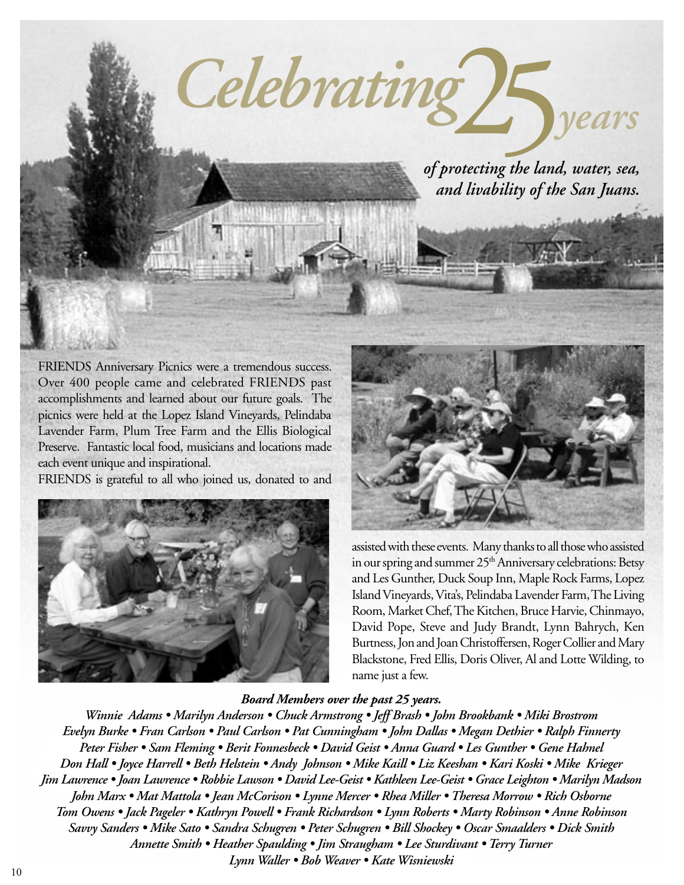# *Celebrating 25 years*

***of protecting the land, water, sea, and livability of the San Juans.***

FRIENDS Anniversary Picnics were a tremendous success. Over 400 people came and celebrated FRIENDS past accomplishments and learned about our future goals. The picnics were held at the Lopez Island Vineyards, Pelindaba Lavender Farm, Plum Tree Farm and the Ellis Biological Preserve. Fantastic local food, musicians and locations made each event unique and inspirational.

FRIENDS is grateful to all who joined us, donated to and assisted with these events. Many thanks to all those who assisted in our spring and summer 25th Anniversary celebrations: Betsy and Les Gunther, Duck Soup Inn, Maple Rock Farms, Lopez Island Vineyards, Vita's, Pelindaba Lavender Farm, The Living Room, Market Chef, The Kitchen, Bruce Harvie, Chinmayo, David Pope, Steve and Judy Brandt, Lynn Bahrych, Ken Burtness, Jon and Joan Christoffersen, Roger Collier and Mary Blackstone, Fred Ellis, Doris Oliver, Al and Lotte Wilding, to name just a few.

***Board Members over the past 25 years.***

*Winnie Adams • Marilyn Anderson • Chuck Armstrong • Jeff Brash • John Brookbank • Miki Brostrom*
*Evelyn Burke • Fran Carlson • Paul Carlson • Pat Cunningham • John Dallas • Megan Dethier • Ralph Finnerty*
*Peter Fisher • Sam Fleming • Berit Fonnesbeck • David Geist • Anna Guard • Les Gunther • Gene Hahnel*
*Don Hall • Joyce Harrell • Beth Helstein • Andy Johnson • Mike Kaill • Liz Keeshan • Kari Koski • Mike Krieger*
*Jim Lawrence • Joan Lawrence • Robbie Lawson • David Lee-Geist • Kathleen Lee-Geist • Grace Leighton • Marilyn Madson*
*John Marx • Mat Mattola • Jean McCorison • Lynne Mercer • Rhea Miller • Theresa Morrow • Rich Osborne*
*Tom Owens • Jack Pageler • Kathryn Powell • Frank Richardson • Lynn Roberts • Marty Robinson • Anne Robinson*
*Savvy Sanders • Mike Sato • Sandra Schugren • Peter Schugren • Bill Shockey • Oscar Smaalders • Dick Smith*
*Annette Smith • Heather Spaulding • Jim Straugham • Lee Sturdivant • Terry Turner*
*Lynn Waller • Bob Weaver • Kate Wisniewski*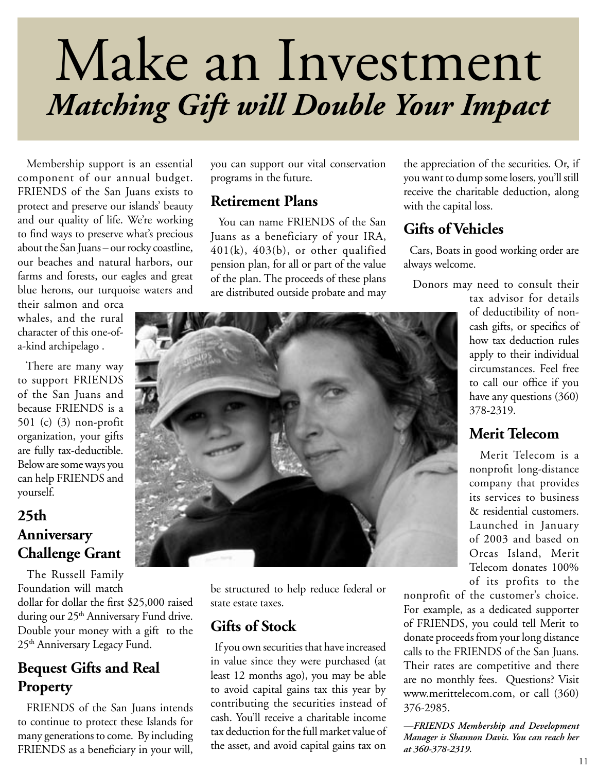# Make an Investment

## *Matching Gift will Double Your Impact*

Membership support is an essential component of our annual budget. FRIENDS of the San Juans exists to protect and preserve our islands' beauty and our quality of life. We're working to find ways to preserve what's precious about the San Juans – our rocky coastline, our beaches and natural harbors, our farms and forests, our eagles and great blue herons, our turquoise waters and their salmon and orca whales, and the rural character of this one-of-a-kind archipelago .

There are many way to support FRIENDS of the San Juans and because FRIENDS is a 501 (c) (3) non-profit organization, your gifts are fully tax-deductible. Below are some ways you can help FRIENDS and yourself.

### 25th Anniversary Challenge Grant

The Russell Family Foundation will match dollar for dollar the first $25,000 raised during our 25th Anniversary Fund drive. Double your money with a gift to the 25th Anniversary Legacy Fund.

### Bequest Gifts and Real Property

FRIENDS of the San Juans intends to continue to protect these Islands for many generations to come. By including FRIENDS as a beneficiary in your will, you can support our vital conservation programs in the future.

### Retirement Plans

You can name FRIENDS of the San Juans as a beneficiary of your IRA, 401(k), 403(b), or other qualified pension plan, for all or part of the value of the plan. The proceeds of these plans are distributed outside probate and may be structured to help reduce federal or state estate taxes.

### Gifts of Stock

If you own securities that have increased in value since they were purchased (at least 12 months ago), you may be able to avoid capital gains tax this year by contributing the securities instead of cash. You'll receive a charitable income tax deduction for the full market value of the asset, and avoid capital gains tax on the appreciation of the securities. Or, if you want to dump some losers, you'll still receive the charitable deduction, along with the capital loss.

### Gifts of Vehicles

Cars, Boats in good working order are always welcome.

Donors may need to consult their tax advisor for details of deductibility of non-cash gifts, or specifics of how tax deduction rules apply to their individual circumstances. Feel free to call our office if you have any questions (360) 378-2319.

### Merit Telecom

Merit Telecom is a nonprofit long-distance company that provides its services to business & residential customers. Launched in January of 2003 and based on Orcas Island, Merit Telecom donates 100% of its profits to the nonprofit of the customer's choice. For example, as a dedicated supporter of FRIENDS, you could tell Merit to donate proceeds from your long distance calls to the FRIENDS of the San Juans. Their rates are competitive and there are no monthly fees. Questions? Visit www.merittelecom.com, or call (360) 376-2985.

***—FRIENDS Membership and Development Manager is Shannon Davis. You can reach her at 360-378-2319.***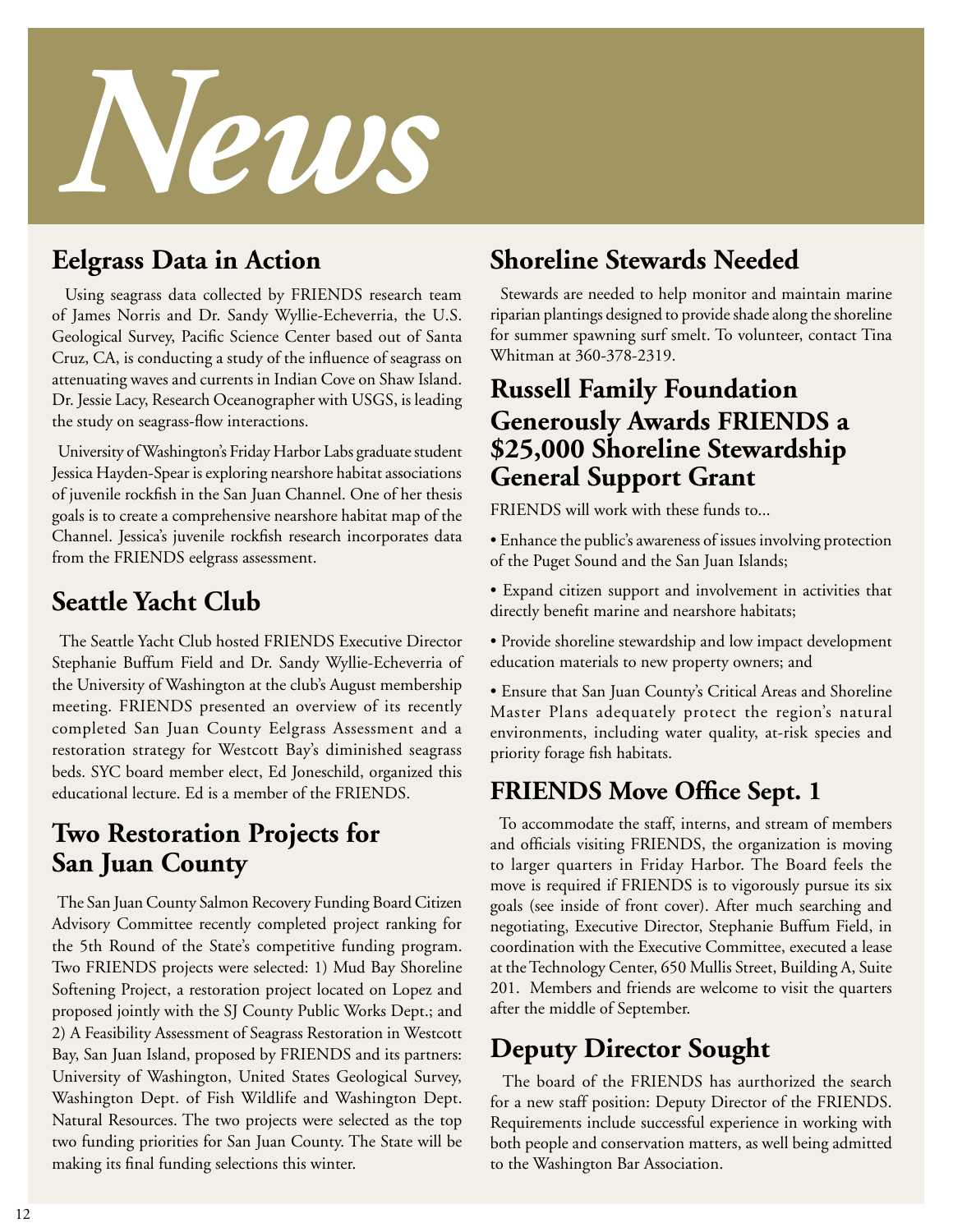# News

## Eelgrass Data in Action

Using seagrass data collected by FRIENDS research team of James Norris and Dr. Sandy Wyllie-Echeverria, the U.S. Geological Survey, Pacific Science Center based out of Santa Cruz, CA, is conducting a study of the influence of seagrass on attenuating waves and currents in Indian Cove on Shaw Island. Dr. Jessie Lacy, Research Oceanographer with USGS, is leading the study on seagrass-flow interactions.

University of Washington's Friday Harbor Labs graduate student Jessica Hayden-Spear is exploring nearshore habitat associations of juvenile rockfish in the San Juan Channel. One of her thesis goals is to create a comprehensive nearshore habitat map of the Channel. Jessica's juvenile rockfish research incorporates data from the FRIENDS eelgrass assessment.

## Seattle Yacht Club

The Seattle Yacht Club hosted FRIENDS Executive Director Stephanie Buffum Field and Dr. Sandy Wyllie-Echeverria of the University of Washington at the club's August membership meeting. FRIENDS presented an overview of its recently completed San Juan County Eelgrass Assessment and a restoration strategy for Westcott Bay's diminished seagrass beds. SYC board member elect, Ed Joneschild, organized this educational lecture. Ed is a member of the FRIENDS.

## Two Restoration Projects for San Juan County

The San Juan County Salmon Recovery Funding Board Citizen Advisory Committee recently completed project ranking for the 5th Round of the State's competitive funding program. Two FRIENDS projects were selected: 1) Mud Bay Shoreline Softening Project, a restoration project located on Lopez and proposed jointly with the SJ County Public Works Dept.; and 2) A Feasibility Assessment of Seagrass Restoration in Westcott Bay, San Juan Island, proposed by FRIENDS and its partners: University of Washington, United States Geological Survey, Washington Dept. of Fish Wildlife and Washington Dept. Natural Resources. The two projects were selected as the top two funding priorities for San Juan County. The State will be making its final funding selections this winter.

## Shoreline Stewards Needed

Stewards are needed to help monitor and maintain marine riparian plantings designed to provide shade along the shoreline for summer spawning surf smelt. To volunteer, contact Tina Whitman at 360-378-2319.

## Russell Family Foundation Generously Awards FRIENDS a $25,000 Shoreline Stewardship General Support Grant

FRIENDS will work with these funds to...

- Enhance the public's awareness of issues involving protection of the Puget Sound and the San Juan Islands;
- Expand citizen support and involvement in activities that directly benefit marine and nearshore habitats;
- Provide shoreline stewardship and low impact development education materials to new property owners; and
- Ensure that San Juan County's Critical Areas and Shoreline Master Plans adequately protect the region's natural environments, including water quality, at-risk species and priority forage fish habitats.

## FRIENDS Move Office Sept. 1

To accommodate the staff, interns, and stream of members and officials visiting FRIENDS, the organization is moving to larger quarters in Friday Harbor. The Board feels the move is required if FRIENDS is to vigorously pursue its six goals (see inside of front cover). After much searching and negotiating, Executive Director, Stephanie Buffum Field, in coordination with the Executive Committee, executed a lease at the Technology Center, 650 Mullis Street, Building A, Suite 201. Members and friends are welcome to visit the quarters after the middle of September.

## Deputy Director Sought

The board of the FRIENDS has aurthorized the search for a new staff position: Deputy Director of the FRIENDS. Requirements include successful experience in working with both people and conservation matters, as well being admitted to the Washington Bar Association.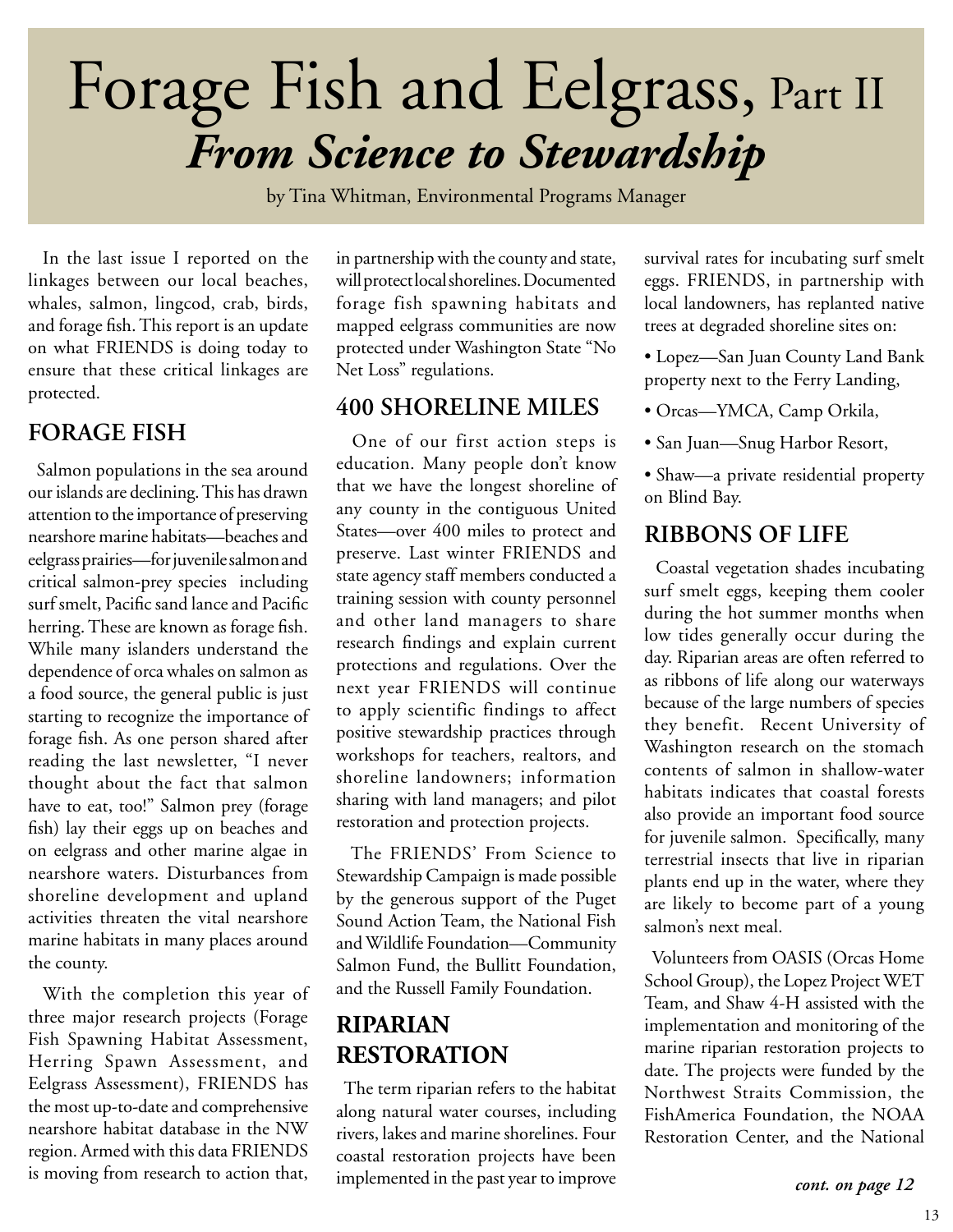# Forage Fish and Eelgrass, Part II

## *From Science to Stewardship*

by Tina Whitman, Environmental Programs Manager

In the last issue I reported on the linkages between our local beaches, whales, salmon, lingcod, crab, birds, and forage fish. This report is an update on what FRIENDS is doing today to ensure that these critical linkages are protected.

## FORAGE FISH

Salmon populations in the sea around our islands are declining. This has drawn attention to the importance of preserving nearshore marine habitats—beaches and eelgrass prairies—for juvenile salmon and critical salmon-prey species including surf smelt, Pacific sand lance and Pacific herring. These are known as forage fish. While many islanders understand the dependence of orca whales on salmon as a food source, the general public is just starting to recognize the importance of forage fish. As one person shared after reading the last newsletter, "I never thought about the fact that salmon have to eat, too!" Salmon prey (forage fish) lay their eggs up on beaches and on eelgrass and other marine algae in nearshore waters. Disturbances from shoreline development and upland activities threaten the vital nearshore marine habitats in many places around the county.

With the completion this year of three major research projects (Forage Fish Spawning Habitat Assessment, Herring Spawn Assessment, and Eelgrass Assessment), FRIENDS has the most up-to-date and comprehensive nearshore habitat database in the NW region. Armed with this data FRIENDS is moving from research to action that, in partnership with the county and state, will protect local shorelines. Documented forage fish spawning habitats and mapped eelgrass communities are now protected under Washington State "No Net Loss" regulations.

## 400 SHORELINE MILES

One of our first action steps is education. Many people don't know that we have the longest shoreline of any county in the contiguous United States—over 400 miles to protect and preserve. Last winter FRIENDS and state agency staff members conducted a training session with county personnel and other land managers to share research findings and explain current protections and regulations. Over the next year FRIENDS will continue to apply scientific findings to affect positive stewardship practices through workshops for teachers, realtors, and shoreline landowners; information sharing with land managers; and pilot restoration and protection projects.

The FRIENDS' From Science to Stewardship Campaign is made possible by the generous support of the Puget Sound Action Team, the National Fish and Wildlife Foundation—Community Salmon Fund, the Bullitt Foundation, and the Russell Family Foundation.

## RIPARIAN RESTORATION

The term riparian refers to the habitat along natural water courses, including rivers, lakes and marine shorelines. Four coastal restoration projects have been implemented in the past year to improve survival rates for incubating surf smelt eggs. FRIENDS, in partnership with local landowners, has replanted native trees at degraded shoreline sites on:

- Lopez—San Juan County Land Bank property next to the Ferry Landing,
- Orcas—YMCA, Camp Orkila,
- San Juan—Snug Harbor Resort,
- Shaw—a private residential property on Blind Bay.

## RIBBONS OF LIFE

Coastal vegetation shades incubating surf smelt eggs, keeping them cooler during the hot summer months when low tides generally occur during the day. Riparian areas are often referred to as ribbons of life along our waterways because of the large numbers of species they benefit. Recent University of Washington research on the stomach contents of salmon in shallow-water habitats indicates that coastal forests also provide an important food source for juvenile salmon. Specifically, many terrestrial insects that live in riparian plants end up in the water, where they are likely to become part of a young salmon's next meal.

Volunteers from OASIS (Orcas Home School Group), the Lopez Project WET Team, and Shaw 4-H assisted with the implementation and monitoring of the marine riparian restoration projects to date. The projects were funded by the Northwest Straits Commission, the FishAmerica Foundation, the NOAA Restoration Center, and the National

***cont. on page 12***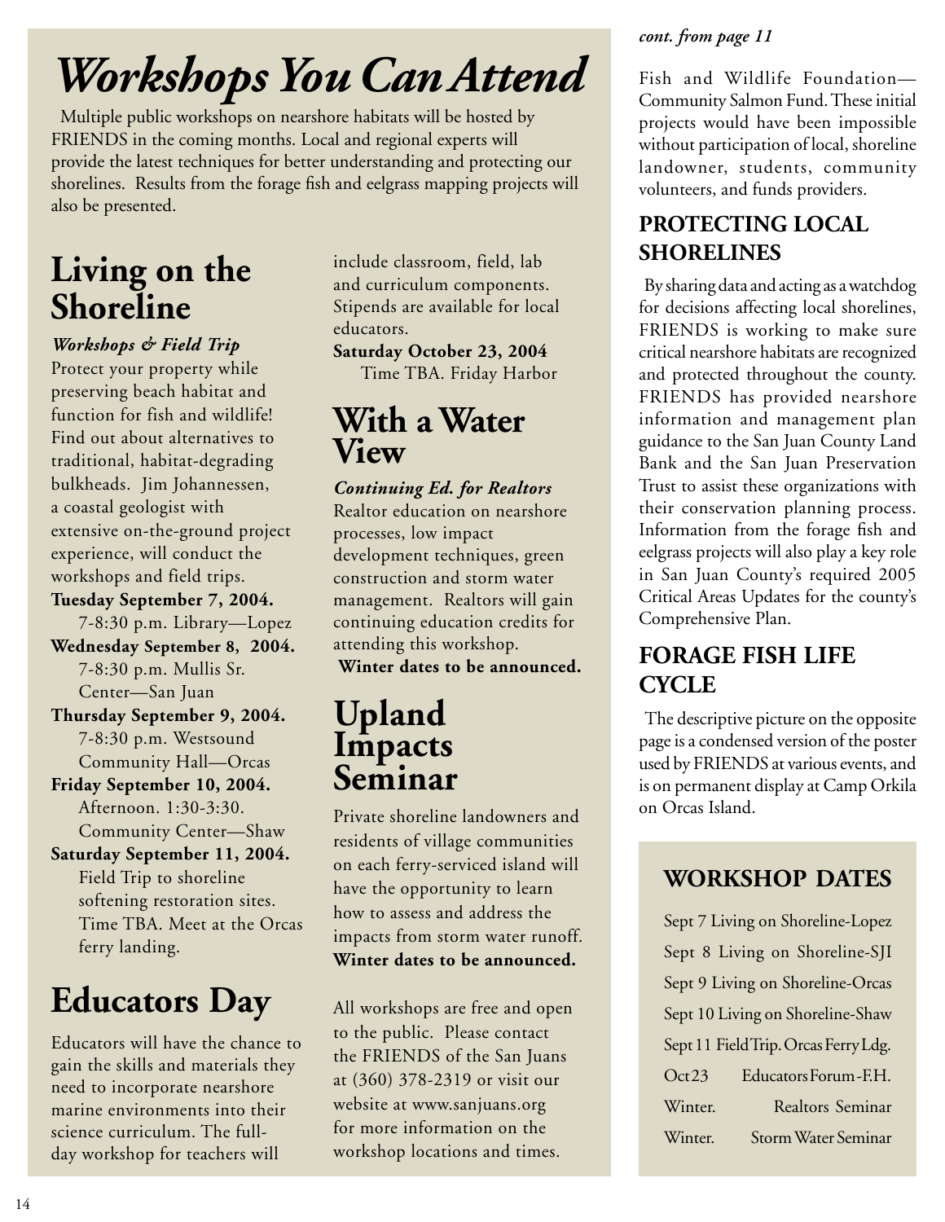# Workshops You Can Attend

Multiple public workshops on nearshore habitats will be hosted by FRIENDS in the coming months. Local and regional experts will provide the latest techniques for better understanding and protecting our shorelines. Results from the forage fish and eelgrass mapping projects will also be presented.

## Living on the Shoreline

***Workshops & Field Trip***

Protect your property while preserving beach habitat and function for fish and wildlife! Find out about alternatives to traditional, habitat-degrading bulkheads. Jim Johannessen, a coastal geologist with extensive on-the-ground project experience, will conduct the workshops and field trips.

**Tuesday September 7, 2004.**
7-8:30 p.m. Library—Lopez

**Wednesday September 8, 2004.**
7-8:30 p.m. Mullis Sr. Center—San Juan

**Thursday September 9, 2004.**
7-8:30 p.m. Westsound Community Hall—Orcas

**Friday September 10, 2004.**
Afternoon. 1:30-3:30. Community Center—Shaw

**Saturday September 11, 2004.**
Field Trip to shoreline softening restoration sites. Time TBA. Meet at the Orcas ferry landing.

## Educators Day

Educators will have the chance to gain the skills and materials they need to incorporate nearshore marine environments into their science curriculum. The full-day workshop for teachers will include classroom, field, lab and curriculum components. Stipends are available for local educators.

**Saturday October 23, 2004**
Time TBA. Friday Harbor

## With a Water View

***Continuing Ed. for Realtors***

Realtor education on nearshore processes, low impact development techniques, green construction and storm water management. Realtors will gain continuing education credits for attending this workshop.

**Winter dates to be announced.**

## Upland Impacts Seminar

Private shoreline landowners and residents of village communities on each ferry-serviced island will have the opportunity to learn how to assess and address the impacts from storm water runoff. **Winter dates to be announced.**

All workshops are free and open to the public. Please contact the FRIENDS of the San Juans at (360) 378-2319 or visit our website at www.sanjuans.org for more information on the workshop locations and times.

*cont. from page 11*

Fish and Wildlife Foundation—Community Salmon Fund. These initial projects would have been impossible without participation of local, shoreline landowner, students, community volunteers, and funds providers.

## PROTECTING LOCAL SHORELINES

By sharing data and acting as a watchdog for decisions affecting local shorelines, FRIENDS is working to make sure critical nearshore habitats are recognized and protected throughout the county. FRIENDS has provided nearshore information and management plan guidance to the San Juan County Land Bank and the San Juan Preservation Trust to assist these organizations with their conservation planning process. Information from the forage fish and eelgrass projects will also play a key role in San Juan County's required 2005 Critical Areas Updates for the county's Comprehensive Plan.

## FORAGE FISH LIFE CYCLE

The descriptive picture on the opposite page is a condensed version of the poster used by FRIENDS at various events, and is on permanent display at Camp Orkila on Orcas Island.

## WORKSHOP DATES

| | |
|---|---|
| Sept 7 | Living on Shoreline-Lopez |
| Sept 8 | Living on Shoreline-SJI |
| Sept 9 | Living on Shoreline-Orcas |
| Sept 10 | Living on Shoreline-Shaw |
| Sept 11 | Field Trip. Orcas Ferry Ldg. |
| Oct 23 | Educators Forum - F.H. |
| Winter. | Realtors Seminar |
| Winter. | Storm Water Seminar |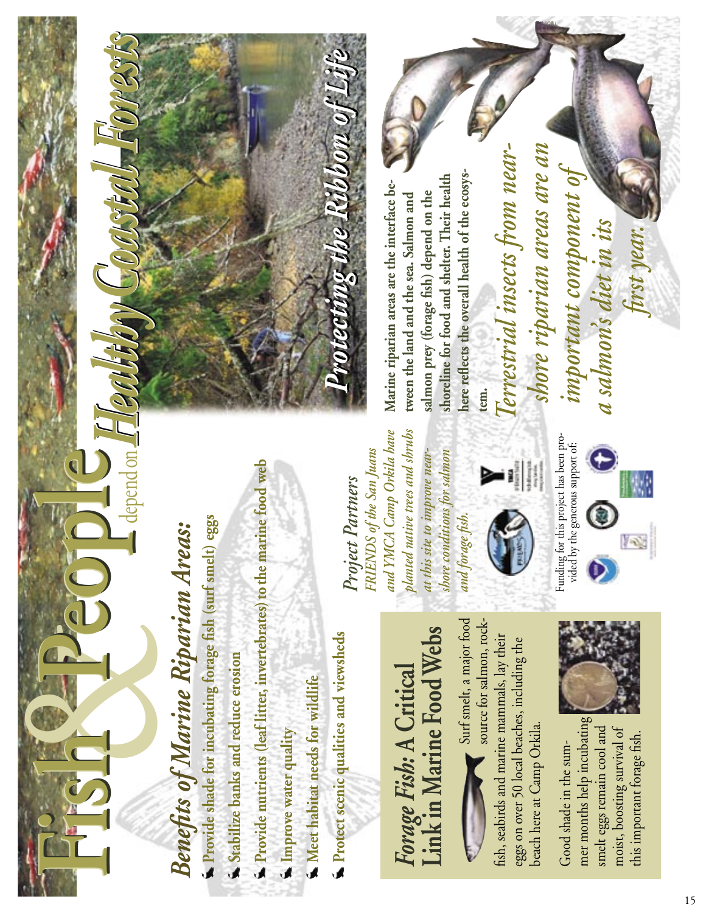# Fish & People depend on Healthy Coastal Forests

## Protecting the Ribbon of Life

### *Benefits of Marine Riparian Areas:*

- **Provide shade for incubating forage fish (surf smelt) eggs**
- **Stabilize banks and reduce erosion**
- **Provide nutrients (leaf litter, invertebrates) to the marine food web**
- **Improve water quality**
- **Meet habitat needs for wildlife**
- **Protect scenic qualities and viewsheds**

## *Forage Fish:* A Critical Link in Marine Food Webs

Surf smelt, a major food source for salmon, rockfish, seabirds and marine mammals, lay their eggs on over 50 local beaches, including the beach here at Camp Orkila.

Good shade in the summer months help incubating smelt eggs remain cool and moist, boosting survival of this important forage fish.

### *Project Partners*

*FRIENDS of the San Juans and YMCA Camp Orkila have planted native trees and shrubs at this site to improve nearshore conditions for salmon and forage fish.*

Funding for this project has been provided by the generous support of:

**Marine riparian areas are the interface between the land and the sea. Salmon and salmon prey (forage fish) depend on the shoreline for food and shelter. Their health here reflects the overall health of the ecosystem.**

*Terrestrial insects from nearshore riparian areas are an important component of a salmon's diet in its first year.*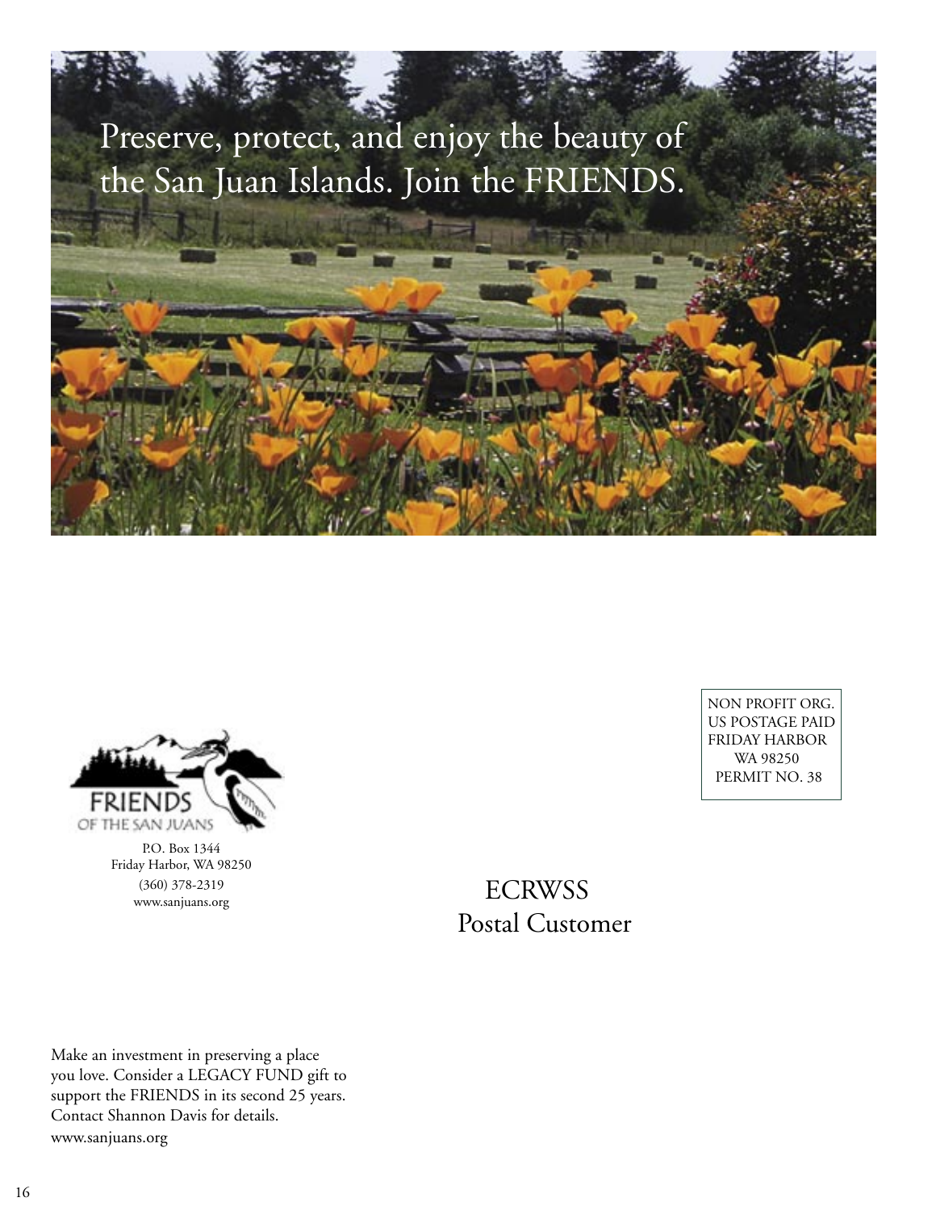Preserve, protect, and enjoy the beauty of the San Juan Islands. Join the FRIENDS.

FRIENDS OF THE SAN JUANS

P.O. Box 1344
Friday Harbor, WA 98250
(360) 378-2319
www.sanjuans.org

NON PROFIT ORG.
US POSTAGE PAID
FRIDAY HARBOR
WA 98250
PERMIT NO. 38

ECRWSS
Postal Customer

Make an investment in preserving a place you love. Consider a LEGACY FUND gift to support the FRIENDS in its second 25 years. Contact Shannon Davis for details.
www.sanjuans.org